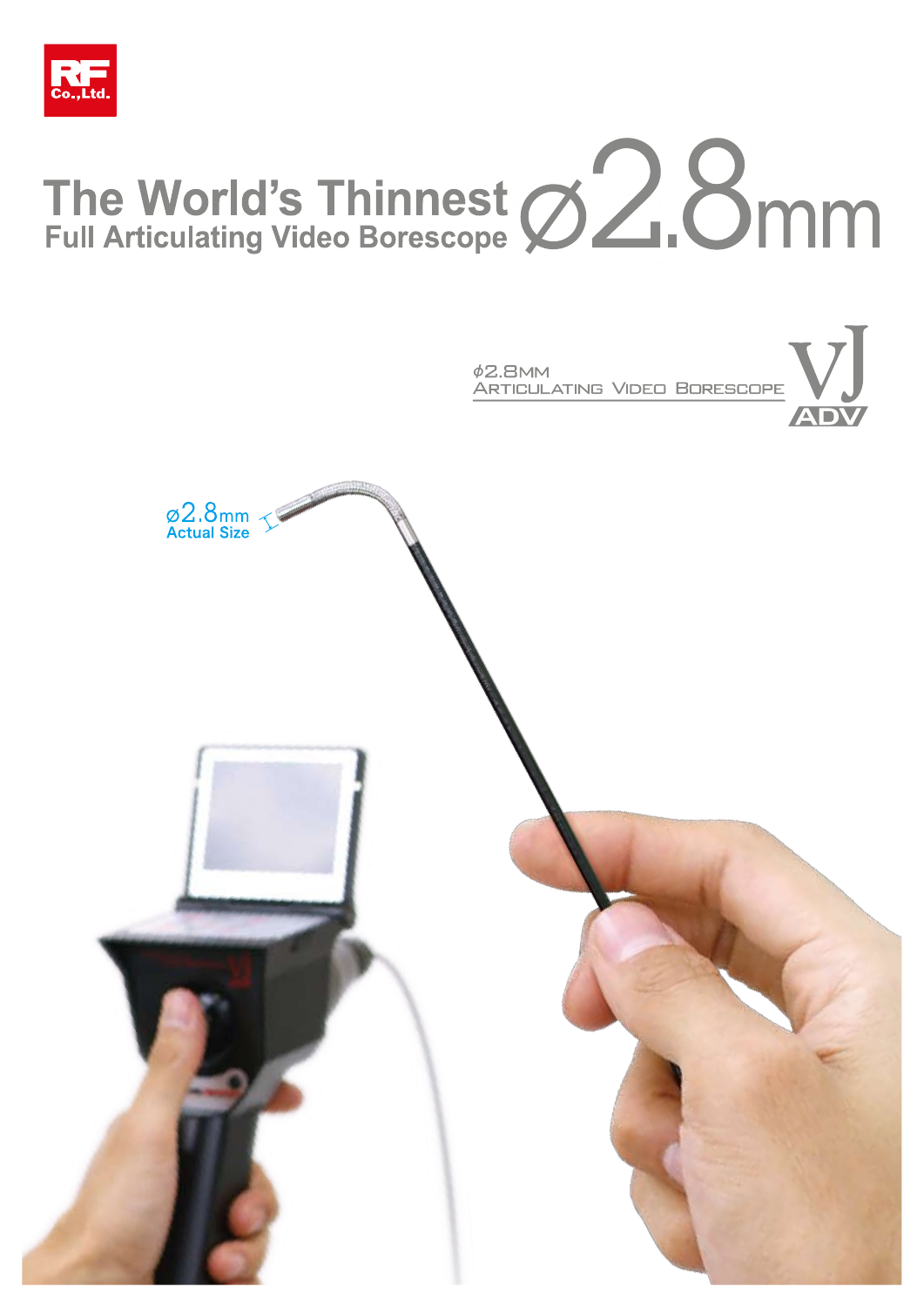RF Co.,Ltd.

# The World's Thinnest Full Articulating Video Borescope ø2.8mm

ϕ2.8MM
ARTICULATING VIDEO BORESCOPE

VJ ADV

ø2.8mm
Actual Size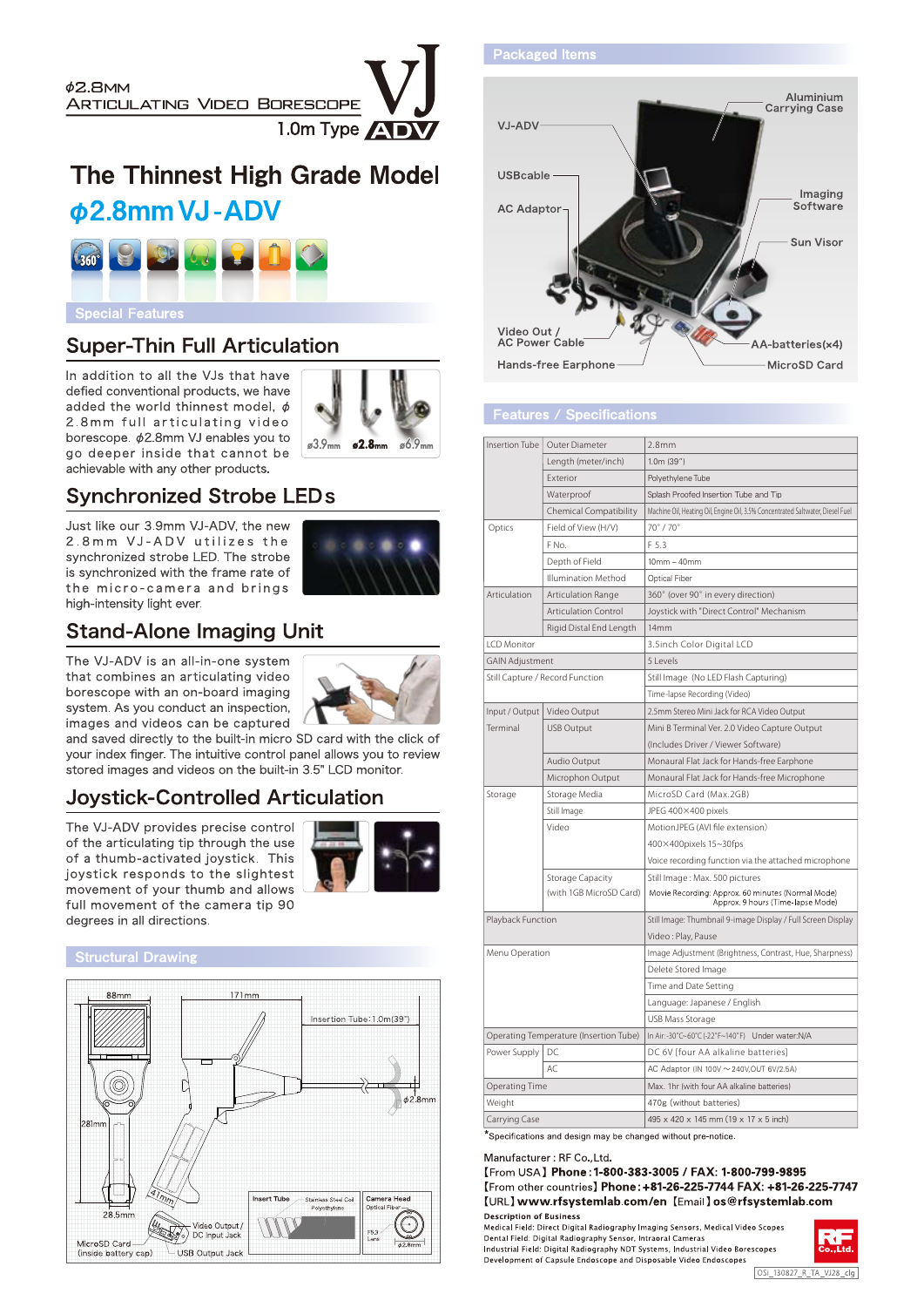# ϕ2.8mm Articulating Video Borescope

1.0m Type

VJ ADV

# The Thinnest High Grade Model

## ϕ2.8mm VJ-ADV

## Special Features

### Super-Thin Full Articulation

In addition to all the VJs that have defied conventional products, we have added the world thinnest model, ϕ 2.8mm full articulating video borescope. ϕ2.8mm VJ enables you to go deeper inside that cannot be achievable with any other products.

ø3.9mm ø2.8mm ø6.9mm

### Synchronized Strobe LEDs

Just like our 3.9mm VJ-ADV, the new 2.8mm VJ-ADV utilizes the synchronized strobe LED. The strobe is synchronized with the frame rate of the micro-camera and brings high-intensity light ever.

### Stand-Alone Imaging Unit

The VJ-ADV is an all-in-one system that combines an articulating video borescope with an on-board imaging system. As you conduct an inspection, images and videos can be captured and saved directly to the built-in micro SD card with the click of your index finger. The intuitive control panel allows you to review stored images and videos on the built-in 3.5" LCD monitor.

### Joystick-Controlled Articulation

The VJ-ADV provides precise control of the articulating tip through the use of a thumb-activated joystick. This joystick responds to the slightest movement of your thumb and allows full movement of the camera tip 90 degrees in all directions.

## Structural Drawing

88mm
171mm
Insertion Tube:1.0m(39")
ϕ2.8mm
281mm
41mm
28.5mm
Video Output / DC Input Jack
MicroSD Card (inside battery cap)
USB Output Jack
Insert Tube: Stainless Steel Coil, Polyethylene
Camera Head: Optical Fiber, F5.3 Lens, ϕ2.8mm

## Packaged Items

VJ-ADV
USBcable
AC Adaptor
Aluminium Carrying Case
Imaging Software
Sun Visor
Video Out / AC Power Cable
Hands-free Earphone
AA-batteries(x4)
MicroSD Card

## Features / Specifications

| | | |
|---|---|---|
| Insertion Tube | Outer Diameter | 2.8mm |
| | Length (meter/inch) | 1.0m (39") |
| | Exterior | Polyethylene Tube |
| | Waterproof | Splash Proofed Insertion Tube and Tip |
| | Chemical Compatibility | Machine Oil, Heating Oil, Engine Oil, 3.5% Concentrated Saltwater, Diesel Fuel |
| Optics | Field of View (H/V) | 70° / 70° |
| | F No. | F 5.3 |
| | Depth of Field | 10mm – 40mm |
| | Illumination Method | Optical Fiber |
| Articulation | Articulation Range | 360° (over 90° in every direction) |
| | Articulation Control | Joystick with "Direct Control" Mechanism |
| | Rigid Distal End Length | 14mm |
| LCD Monitor | | 3.5inch Color Digital LCD |
| GAIN Adjustment | | 5 Levels |
| Still Capture / Record Function | | Still Image (No LED Flash Capturing) |
| | | Time-lapse Recording (Video) |
| Input / Output Terminal | Video Output | 2.5mm Stereo Mini Jack for RCA Video Output |
| | USB Output | Mini B Terminal Ver. 2.0 Video Capture Output |
| | | (Includes Driver / Viewer Software) |
| | Audio Output | Monaural Flat Jack for Hands-free Earphone |
| | Microphon Output | Monaural Flat Jack for Hands-free Microphone |
| Storage | Storage Media | MicroSD Card (Max.2GB) |
| | Still Image | JPEG 400×400 pixels |
| | Video | MotionJPEG (AVI file extension) |
| | | 400×400pixels 15~30fps |
| | | Voice recording function via the attached microphone |
| | Storage Capacity (with 1GB MicroSD Card) | Still Image : Max. 500 pictures |
| | | Movie Recording: Approx. 60 minutes (Normal Mode) Approx. 9 hours (Time-lapse Mode) |
| Playback Function | | Still Image: Thumbnail 9-image Display / Full Screen Display |
| | | Video : Play, Pause |
| Menu Operation | | Image Adjustment (Brightness, Contrast, Hue, Sharpness) |
| | | Delete Stored Image |
| | | Time and Date Setting |
| | | Language: Japanese / English |
| | | USB Mass Storage |
| Operating Temperature (Insertion Tube) | | In Air:-30°C~60°C (-22°F~140°F) Under water:N/A |
| Power Supply | DC | DC 6V (four AA alkaline batteries) |
| | AC | AC Adaptor (IN 100V ~ 240V,OUT 6V/2.5A) |
| Operating Time | | Max. 1hr (with four AA alkaline batteries) |
| Weight | | 470g (without batteries) |
| Carrying Case | | 495 x 420 x 145 mm (19 x 17 x 5 inch) |

*Specifications and design may be changed without pre-notice.

Manufacturer : RF Co.,Ltd.
【From USA】 **Phone : 1-800-383-3005 / FAX: 1-800-799-9895**
【From other countries】 **Phone: +81-26-225-7744 FAX: +81-26-225-7747**
【URL】 **www.rfsystemlab.com/en** 【Email】 **os@rfsystemlab.com**

**Description of Business**
Medical Field: Direct Digital Radiography Imaging Sensors, Medical Video Scopes
Dental Field: Digital Radiography Sensor, Intraoral Cameras
Industrial Field: Digital Radiography NDT Systems, Industrial Video Borescopes
Development of Capsule Endoscope and Disposable Video Endoscopes

RF Co.,Ltd.

OSi_130827_R_TA_VJ28_clg